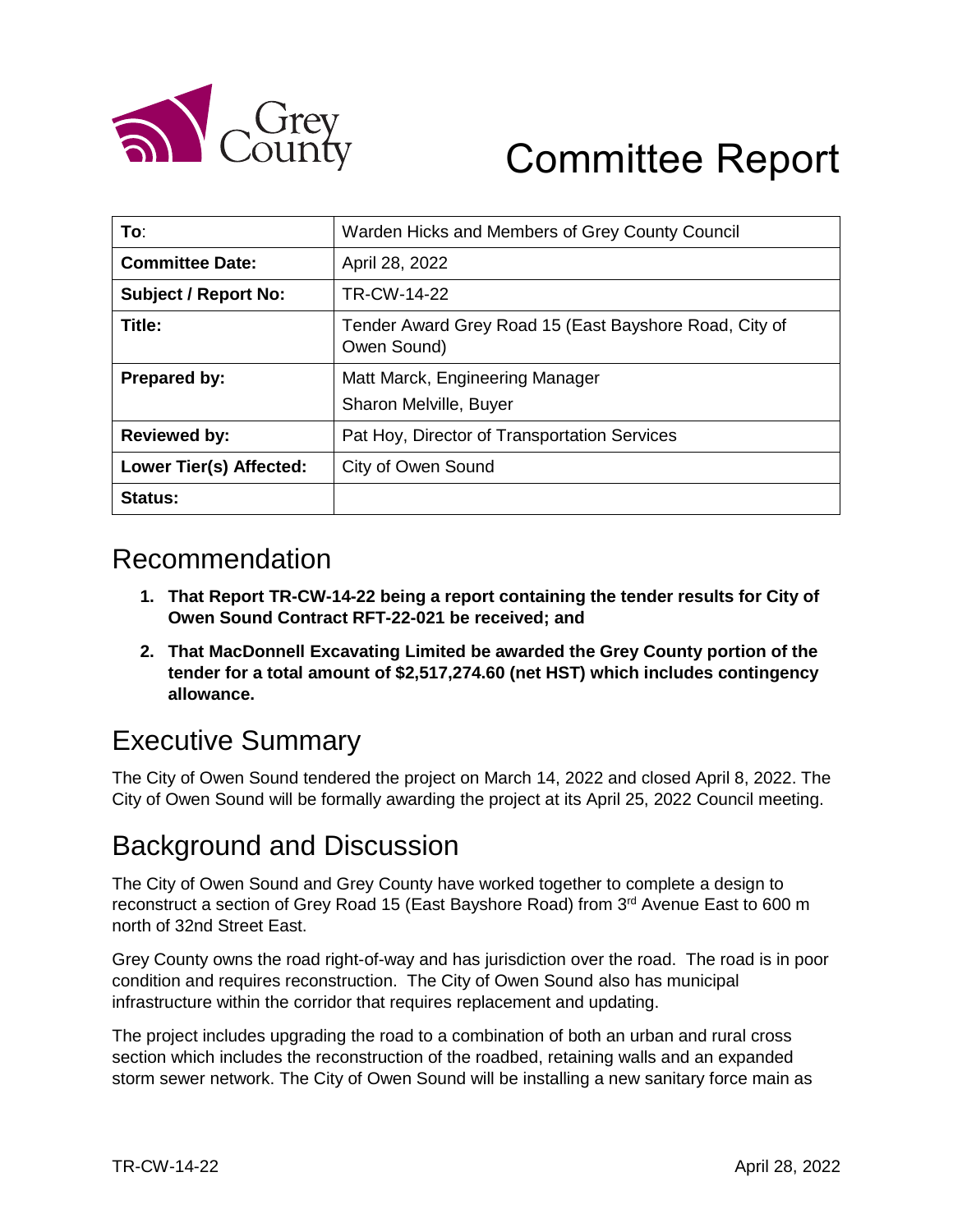Grey County

# Committee Report

| To: | Warden Hicks and Members of Grey County Council |
|---|---|
| **Committee Date:** | April 28, 2022 |
| **Subject / Report No:** | TR-CW-14-22 |
| **Title:** | Tender Award Grey Road 15 (East Bayshore Road, City of Owen Sound) |
| **Prepared by:** | Matt Marck, Engineering Manager<br>Sharon Melville, Buyer |
| **Reviewed by:** | Pat Hoy, Director of Transportation Services |
| **Lower Tier(s) Affected:** | City of Owen Sound |
| **Status:** | |

## Recommendation

1. **That Report TR-CW-14-22 being a report containing the tender results for City of Owen Sound Contract RFT-22-021 be received; and**
2. **That MacDonnell Excavating Limited be awarded the Grey County portion of the tender for a total amount of $2,517,274.60 (net HST) which includes contingency allowance.**

## Executive Summary

The City of Owen Sound tendered the project on March 14, 2022 and closed April 8, 2022. The City of Owen Sound will be formally awarding the project at its April 25, 2022 Council meeting.

## Background and Discussion

The City of Owen Sound and Grey County have worked together to complete a design to reconstruct a section of Grey Road 15 (East Bayshore Road) from 3rd Avenue East to 600 m north of 32nd Street East.

Grey County owns the road right-of-way and has jurisdiction over the road. The road is in poor condition and requires reconstruction. The City of Owen Sound also has municipal infrastructure within the corridor that requires replacement and updating.

The project includes upgrading the road to a combination of both an urban and rural cross section which includes the reconstruction of the roadbed, retaining walls and an expanded storm sewer network. The City of Owen Sound will be installing a new sanitary force main as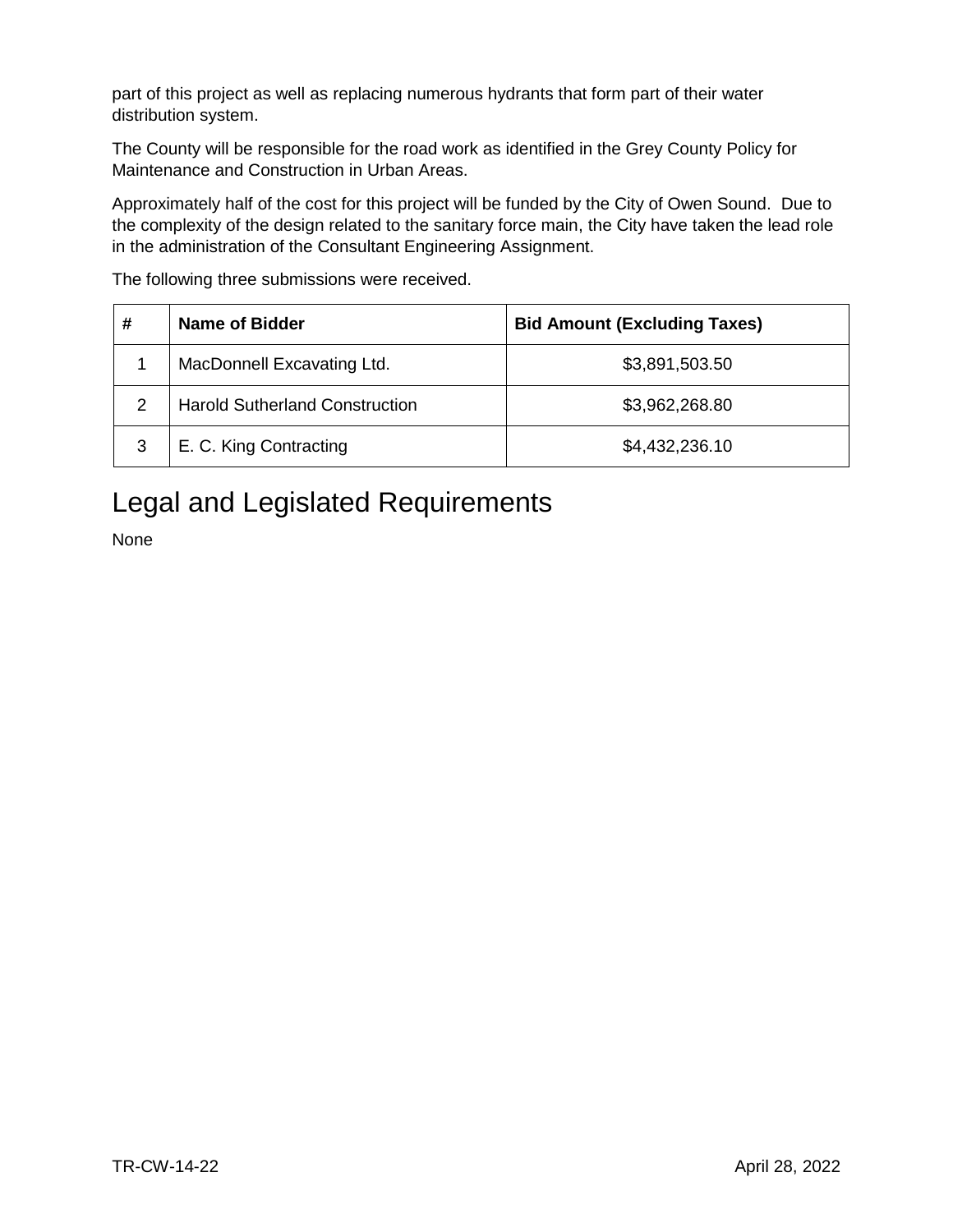part of this project as well as replacing numerous hydrants that form part of their water distribution system.

The County will be responsible for the road work as identified in the Grey County Policy for Maintenance and Construction in Urban Areas.

Approximately half of the cost for this project will be funded by the City of Owen Sound. Due to the complexity of the design related to the sanitary force main, the City have taken the lead role in the administration of the Consultant Engineering Assignment.

The following three submissions were received.

| # | Name of Bidder | Bid Amount (Excluding Taxes) |
|---|---|---|
| 1 | MacDonnell Excavating Ltd. | $3,891,503.50 |
| 2 | Harold Sutherland Construction | $3,962,268.80 |
| 3 | E. C. King Contracting | $4,432,236.10 |

# Legal and Legislated Requirements

None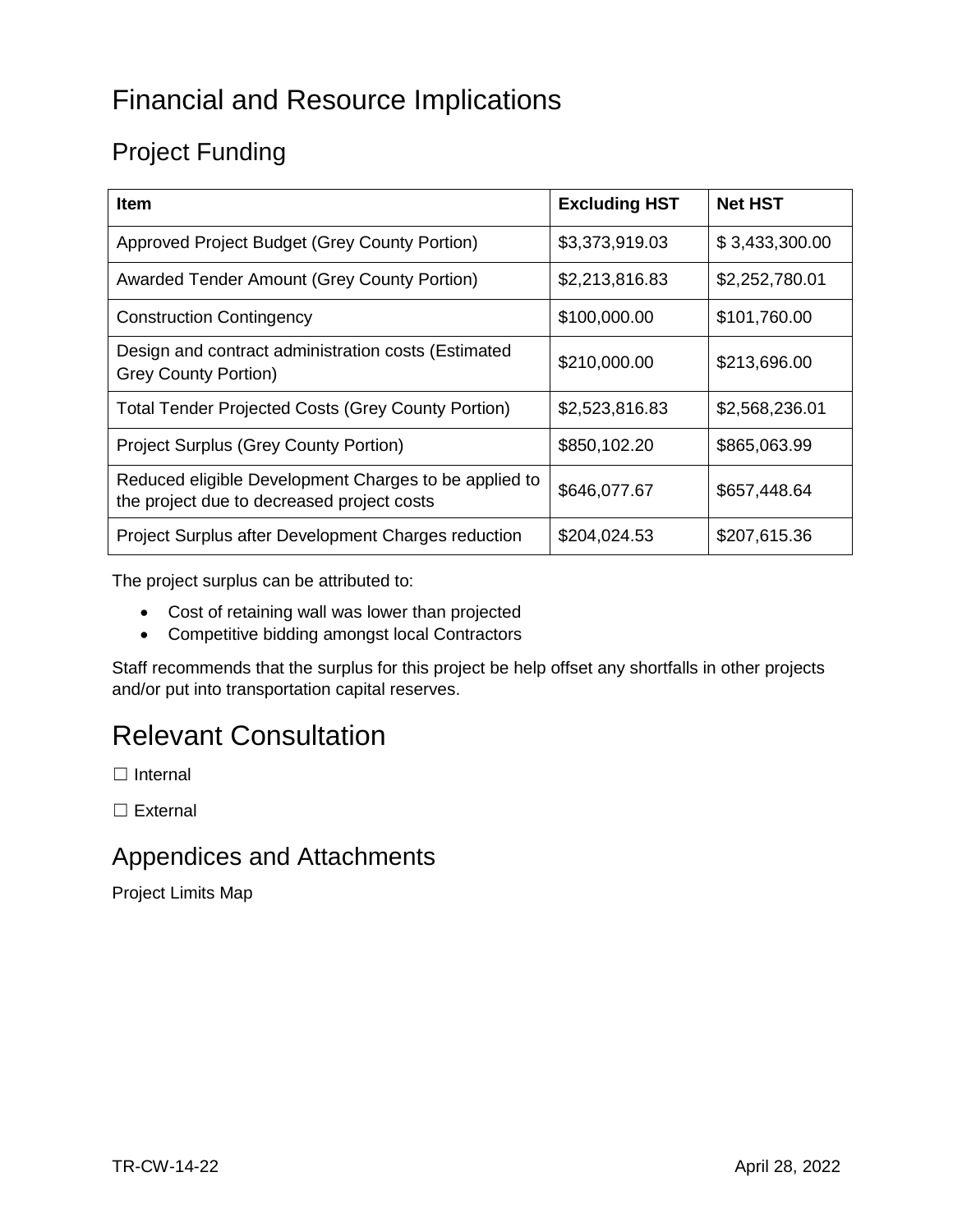# Financial and Resource Implications

## Project Funding

| Item | Excluding HST | Net HST |
|---|---|---|
| Approved Project Budget (Grey County Portion) | $3,373,919.03 | $ 3,433,300.00 |
| Awarded Tender Amount (Grey County Portion) | $2,213,816.83 | $2,252,780.01 |
| Construction Contingency | $100,000.00 | $101,760.00 |
| Design and contract administration costs (Estimated Grey County Portion) | $210,000.00 | $213,696.00 |
| Total Tender Projected Costs (Grey County Portion) | $2,523,816.83 | $2,568,236.01 |
| Project Surplus (Grey County Portion) | $850,102.20 | $865,063.99 |
| Reduced eligible Development Charges to be applied to the project due to decreased project costs | $646,077.67 | $657,448.64 |
| Project Surplus after Development Charges reduction | $204,024.53 | $207,615.36 |

The project surplus can be attributed to:

- Cost of retaining wall was lower than projected
- Competitive bidding amongst local Contractors

Staff recommends that the surplus for this project be help offset any shortfalls in other projects and/or put into transportation capital reserves.

# Relevant Consultation

☐ Internal

☐ External

## Appendices and Attachments

Project Limits Map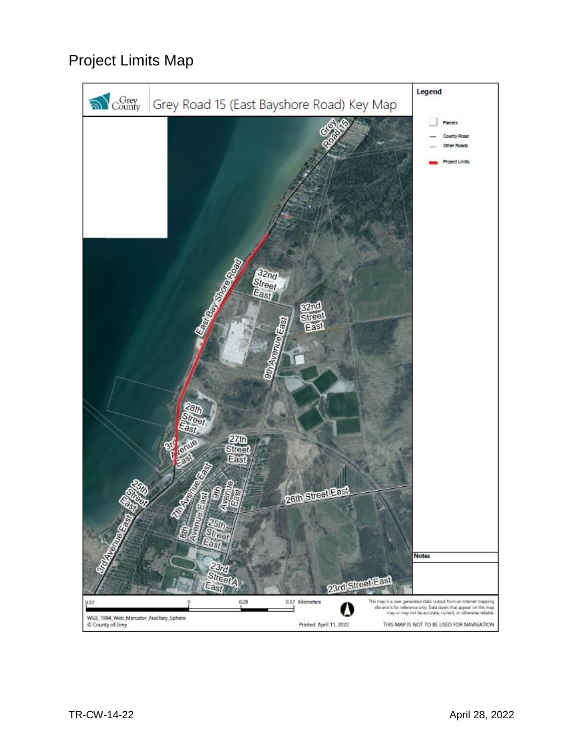## Project Limits Map

Grey County

Grey Road 15 (East Bayshore Road) Key Map

Legend

Parcels

County Road

Other Roads

Project Limits

Grey Road 15

East Bay Shore Road

32nd Street East

32nd Street East

9th Avenue East

28th Street East

3rd Avenue East

27th Street East

25th Street East

3rd Avenue East

7th Avenue East

9th Avenue East

8th Avenue East

25th Street East

26th Street East

23rd Street A East

23rd Street East

Notes

0.57 0 0.28 0.57 Kilometers

WGS_1984_Web_Mercator_Auxiliary_Sphere

© County of Grey

Printed: April 11, 2022

This map is a user generated static output from an Internet mapping site and is for reference only. Data layers that appear on this map may or may not be accurate, current, or otherwise reliable.

THIS MAP IS NOT TO BE USED FOR NAVIGATION

TR-CW-14-22

April 28, 2022